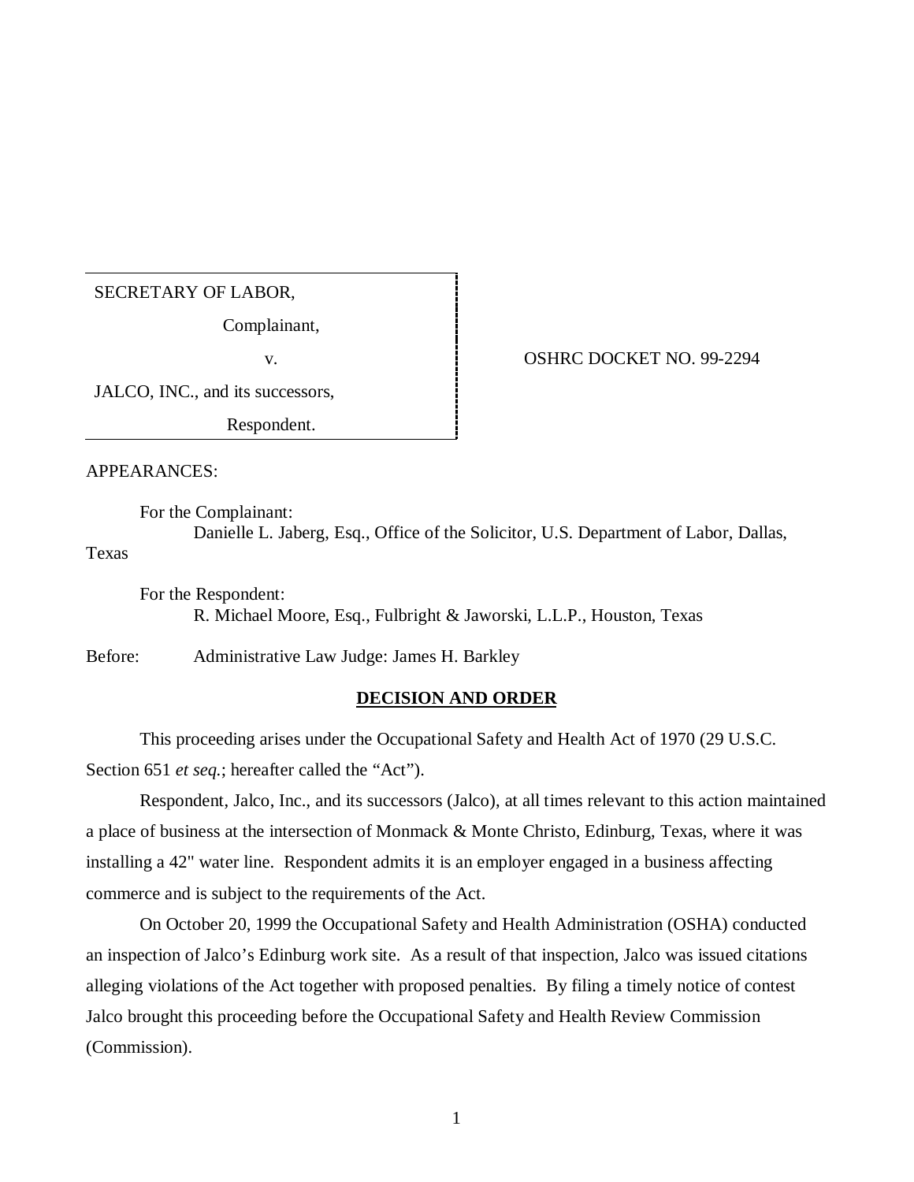| | |
|---|---|
| SECRETARY OF LABOR,<br>Complainant,<br>v.<br>JALCO, INC., and its successors,<br>Respondent. | OSHRC DOCKET NO. 99-2294 |

APPEARANCES:

For the Complainant:
Danielle L. Jaberg, Esq., Office of the Solicitor, U.S. Department of Labor, Dallas, Texas

For the Respondent:
R. Michael Moore, Esq., Fulbright & Jaworski, L.L.P., Houston, Texas

Before: Administrative Law Judge: James H. Barkley

## DECISION AND ORDER

This proceeding arises under the Occupational Safety and Health Act of 1970 (29 U.S.C. Section 651 *et seq.*; hereafter called the "Act").

Respondent, Jalco, Inc., and its successors (Jalco), at all times relevant to this action maintained a place of business at the intersection of Monmack & Monte Christo, Edinburg, Texas, where it was installing a 42" water line. Respondent admits it is an employer engaged in a business affecting commerce and is subject to the requirements of the Act.

On October 20, 1999 the Occupational Safety and Health Administration (OSHA) conducted an inspection of Jalco's Edinburg work site. As a result of that inspection, Jalco was issued citations alleging violations of the Act together with proposed penalties. By filing a timely notice of contest Jalco brought this proceeding before the Occupational Safety and Health Review Commission (Commission).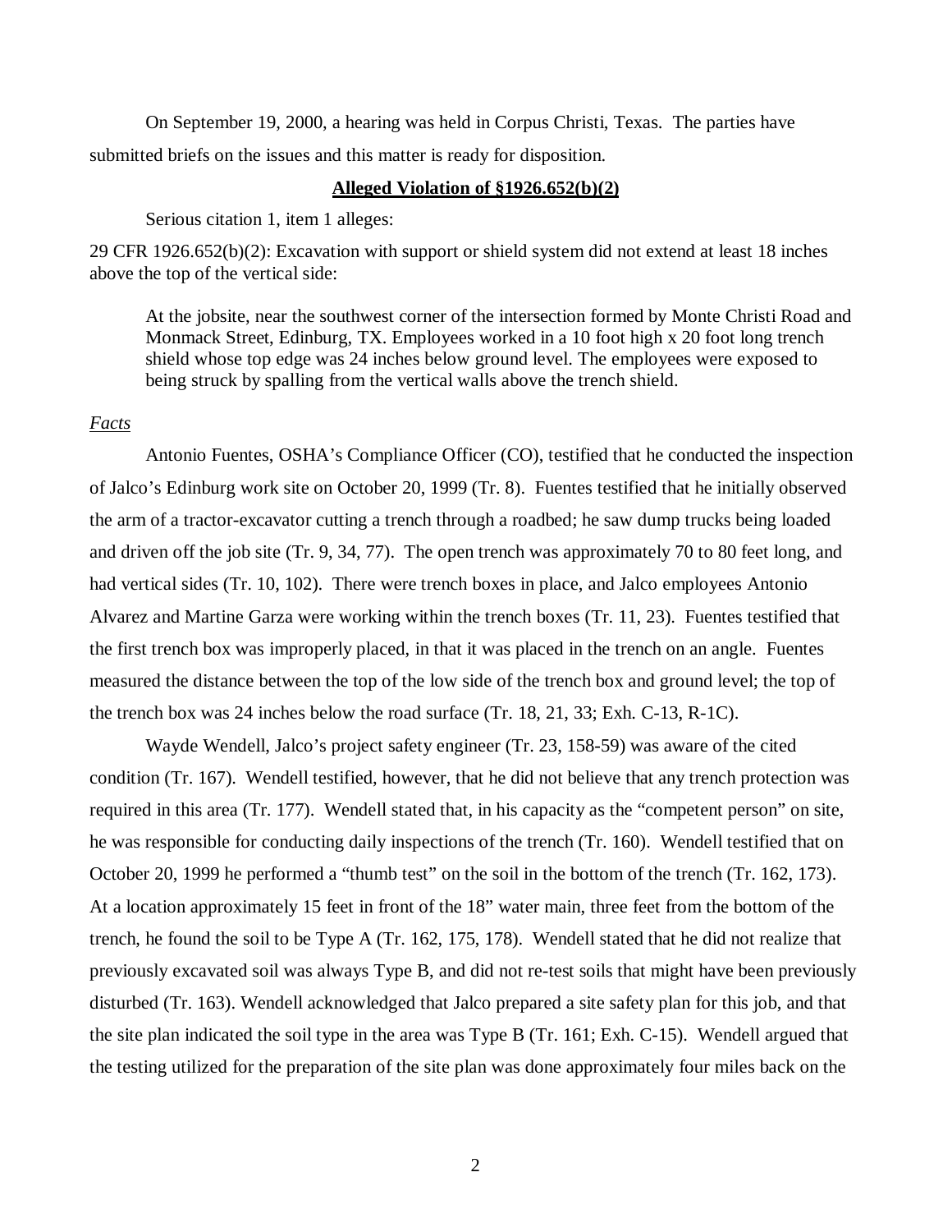On September 19, 2000, a hearing was held in Corpus Christi, Texas. The parties have submitted briefs on the issues and this matter is ready for disposition.

**Alleged Violation of §1926.652(b)(2)**

Serious citation 1, item 1 alleges:

29 CFR 1926.652(b)(2): Excavation with support or shield system did not extend at least 18 inches above the top of the vertical side:

> At the jobsite, near the southwest corner of the intersection formed by Monte Christi Road and Monmack Street, Edinburg, TX. Employees worked in a 10 foot high x 20 foot long trench shield whose top edge was 24 inches below ground level. The employees were exposed to being struck by spalling from the vertical walls above the trench shield.

*Facts*

Antonio Fuentes, OSHA's Compliance Officer (CO), testified that he conducted the inspection of Jalco's Edinburg work site on October 20, 1999 (Tr. 8). Fuentes testified that he initially observed the arm of a tractor-excavator cutting a trench through a roadbed; he saw dump trucks being loaded and driven off the job site (Tr. 9, 34, 77). The open trench was approximately 70 to 80 feet long, and had vertical sides (Tr. 10, 102). There were trench boxes in place, and Jalco employees Antonio Alvarez and Martine Garza were working within the trench boxes (Tr. 11, 23). Fuentes testified that the first trench box was improperly placed, in that it was placed in the trench on an angle. Fuentes measured the distance between the top of the low side of the trench box and ground level; the top of the trench box was 24 inches below the road surface (Tr. 18, 21, 33; Exh. C-13, R-1C).

Wayde Wendell, Jalco's project safety engineer (Tr. 23, 158-59) was aware of the cited condition (Tr. 167). Wendell testified, however, that he did not believe that any trench protection was required in this area (Tr. 177). Wendell stated that, in his capacity as the "competent person" on site, he was responsible for conducting daily inspections of the trench (Tr. 160). Wendell testified that on October 20, 1999 he performed a "thumb test" on the soil in the bottom of the trench (Tr. 162, 173). At a location approximately 15 feet in front of the 18" water main, three feet from the bottom of the trench, he found the soil to be Type A (Tr. 162, 175, 178). Wendell stated that he did not realize that previously excavated soil was always Type B, and did not re-test soils that might have been previously disturbed (Tr. 163). Wendell acknowledged that Jalco prepared a site safety plan for this job, and that the site plan indicated the soil type in the area was Type B (Tr. 161; Exh. C-15). Wendell argued that the testing utilized for the preparation of the site plan was done approximately four miles back on the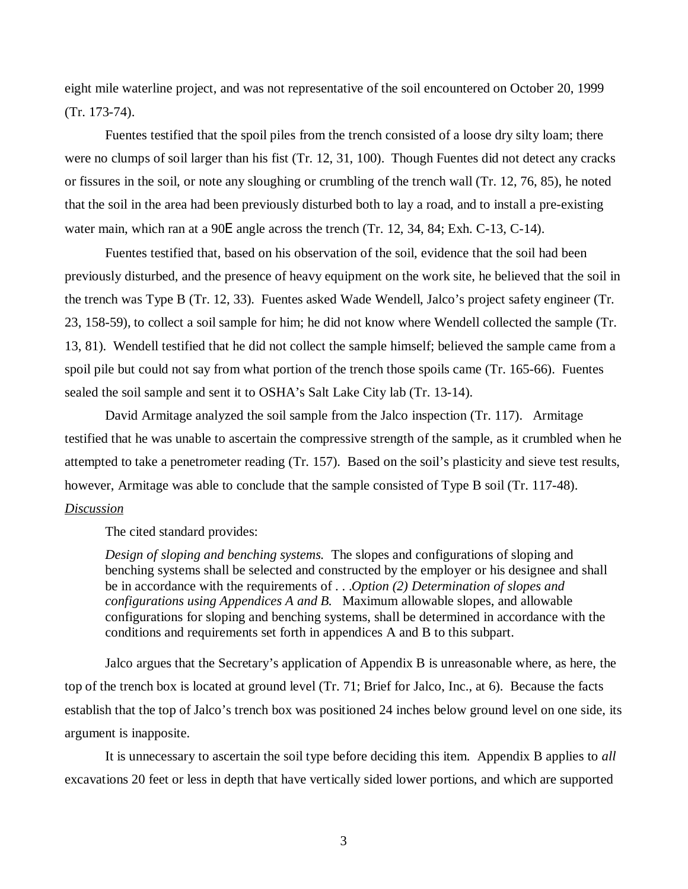eight mile waterline project, and was not representative of the soil encountered on October 20, 1999 (Tr. 173-74).

Fuentes testified that the spoil piles from the trench consisted of a loose dry silty loam; there were no clumps of soil larger than his fist (Tr. 12, 31, 100). Though Fuentes did not detect any cracks or fissures in the soil, or note any sloughing or crumbling of the trench wall (Tr. 12, 76, 85), he noted that the soil in the area had been previously disturbed both to lay a road, and to install a pre-existing water main, which ran at a 90E angle across the trench (Tr. 12, 34, 84; Exh. C-13, C-14).

Fuentes testified that, based on his observation of the soil, evidence that the soil had been previously disturbed, and the presence of heavy equipment on the work site, he believed that the soil in the trench was Type B (Tr. 12, 33). Fuentes asked Wade Wendell, Jalco's project safety engineer (Tr. 23, 158-59), to collect a soil sample for him; he did not know where Wendell collected the sample (Tr. 13, 81). Wendell testified that he did not collect the sample himself; believed the sample came from a spoil pile but could not say from what portion of the trench those spoils came (Tr. 165-66). Fuentes sealed the soil sample and sent it to OSHA's Salt Lake City lab (Tr. 13-14).

David Armitage analyzed the soil sample from the Jalco inspection (Tr. 117). Armitage testified that he was unable to ascertain the compressive strength of the sample, as it crumbled when he attempted to take a penetrometer reading (Tr. 157). Based on the soil's plasticity and sieve test results, however, Armitage was able to conclude that the sample consisted of Type B soil (Tr. 117-48).

<u>*Discussion*</u>

The cited standard provides:

> *Design of sloping and benching systems.* The slopes and configurations of sloping and benching systems shall be selected and constructed by the employer or his designee and shall be in accordance with the requirements of . . .*Option (2) Determination of slopes and configurations using Appendices A and B.* Maximum allowable slopes, and allowable configurations for sloping and benching systems, shall be determined in accordance with the conditions and requirements set forth in appendices A and B to this subpart.

Jalco argues that the Secretary's application of Appendix B is unreasonable where, as here, the top of the trench box is located at ground level (Tr. 71; Brief for Jalco, Inc., at 6). Because the facts establish that the top of Jalco's trench box was positioned 24 inches below ground level on one side, its argument is inapposite.

It is unnecessary to ascertain the soil type before deciding this item. Appendix B applies to *all* excavations 20 feet or less in depth that have vertically sided lower portions, and which are supported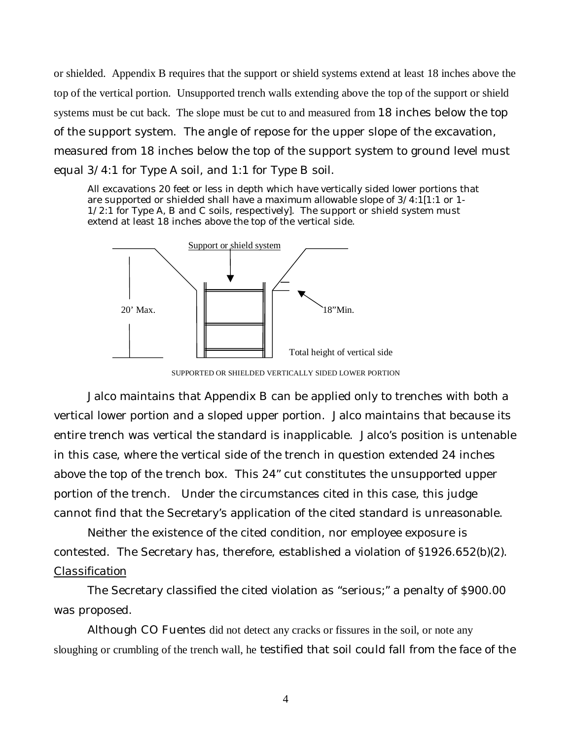or shielded. Appendix B requires that the support or shield systems extend at least 18 inches above the top of the vertical portion. Unsupported trench walls extending above the top of the support or shield systems must be cut back. The slope must be cut to and measured from 18 inches below the top of the support system. The angle of repose for the upper slope of the excavation, measured from 18 inches below the top of the support system to ground level must equal 3/4:1 for Type A soil, and 1:1 for Type B soil.

> All excavations 20 feet or less in depth which have vertically sided lower portions that are supported or shielded shall have a maximum allowable slope of 3/4:1[1:1 or 1-1/2:1 for Type A, B and C soils, respectively]. The support or shield system must extend at least 18 inches above the top of the vertical side.

Support or shield system

20' Max.

18"Min.

Total height of vertical side

SUPPORTED OR SHIELDED VERTICALLY SIDED LOWER PORTION

Jalco maintains that Appendix B can be applied only to trenches with both a vertical lower portion and a sloped upper portion. Jalco maintains that because its entire trench was vertical the standard is inapplicable. Jalco's position is untenable in this case, where the vertical side of the trench in question extended 24 inches above the top of the trench box. This 24" cut constitutes the unsupported upper portion of the trench. Under the circumstances cited in this case, this judge cannot find that the Secretary's application of the cited standard is unreasonable.

Neither the existence of the cited condition, nor employee exposure is contested. The Secretary has, therefore, established a violation of §1926.652(b)(2).

Classification

The Secretary classified the cited violation as "serious;" a penalty of $900.00 was proposed.

Although CO Fuentes did not detect any cracks or fissures in the soil, or note any sloughing or crumbling of the trench wall, he testified that soil could fall from the face of the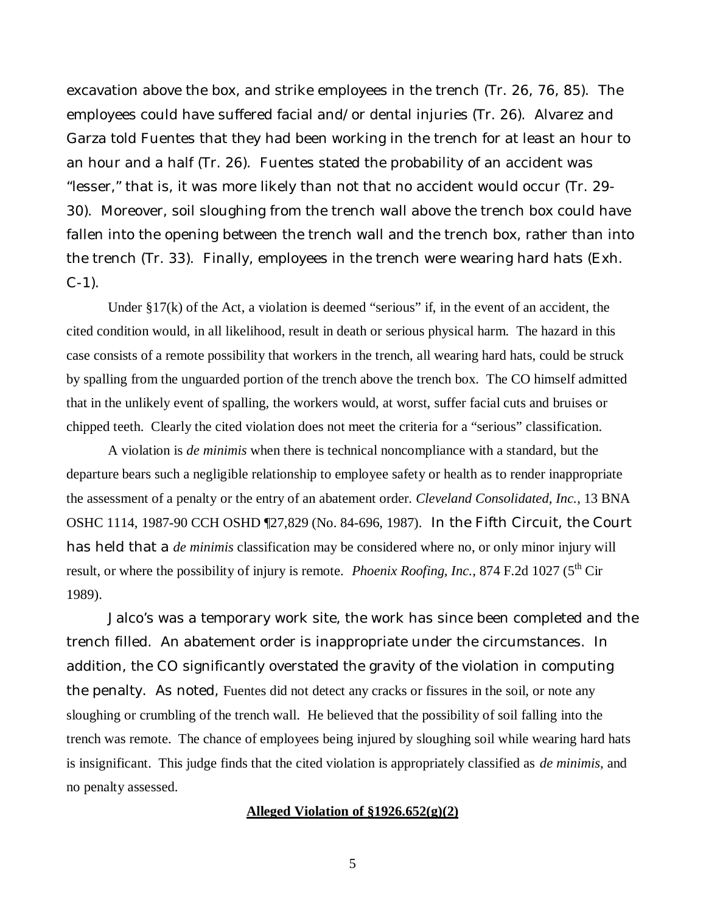excavation above the box, and strike employees in the trench (Tr. 26, 76, 85). The employees could have suffered facial and/or dental injuries (Tr. 26). Alvarez and Garza told Fuentes that they had been working in the trench for at least an hour to an hour and a half (Tr. 26). Fuentes stated the probability of an accident was "lesser," that is, it was more likely than not that no accident would occur (Tr. 29-30). Moreover, soil sloughing from the trench wall above the trench box could have fallen into the opening between the trench wall and the trench box, rather than into the trench (Tr. 33). Finally, employees in the trench were wearing hard hats (Exh. C-1).

Under §17(k) of the Act, a violation is deemed "serious" if, in the event of an accident, the cited condition would, in all likelihood, result in death or serious physical harm. The hazard in this case consists of a remote possibility that workers in the trench, all wearing hard hats, could be struck by spalling from the unguarded portion of the trench above the trench box. The CO himself admitted that in the unlikely event of spalling, the workers would, at worst, suffer facial cuts and bruises or chipped teeth. Clearly the cited violation does not meet the criteria for a "serious" classification.

A violation is *de minimis* when there is technical noncompliance with a standard, but the departure bears such a negligible relationship to employee safety or health as to render inappropriate the assessment of a penalty or the entry of an abatement order. *Cleveland Consolidated, Inc.*, 13 BNA OSHC 1114, 1987-90 CCH OSHD ¶27,829 (No. 84-696, 1987). In the Fifth Circuit, the Court has held that a *de minimis* classification may be considered where no, or only minor injury will result, or where the possibility of injury is remote. *Phoenix Roofing, Inc.*, 874 F.2d 1027 (5th Cir 1989).

Jalco's was a temporary work site, the work has since been completed and the trench filled. An abatement order is inappropriate under the circumstances. In addition, the CO significantly overstated the gravity of the violation in computing the penalty. As noted, Fuentes did not detect any cracks or fissures in the soil, or note any sloughing or crumbling of the trench wall. He believed that the possibility of soil falling into the trench was remote. The chance of employees being injured by sloughing soil while wearing hard hats is insignificant. This judge finds that the cited violation is appropriately classified as *de minimis*, and no penalty assessed.

**Alleged Violation of §1926.652(g)(2)**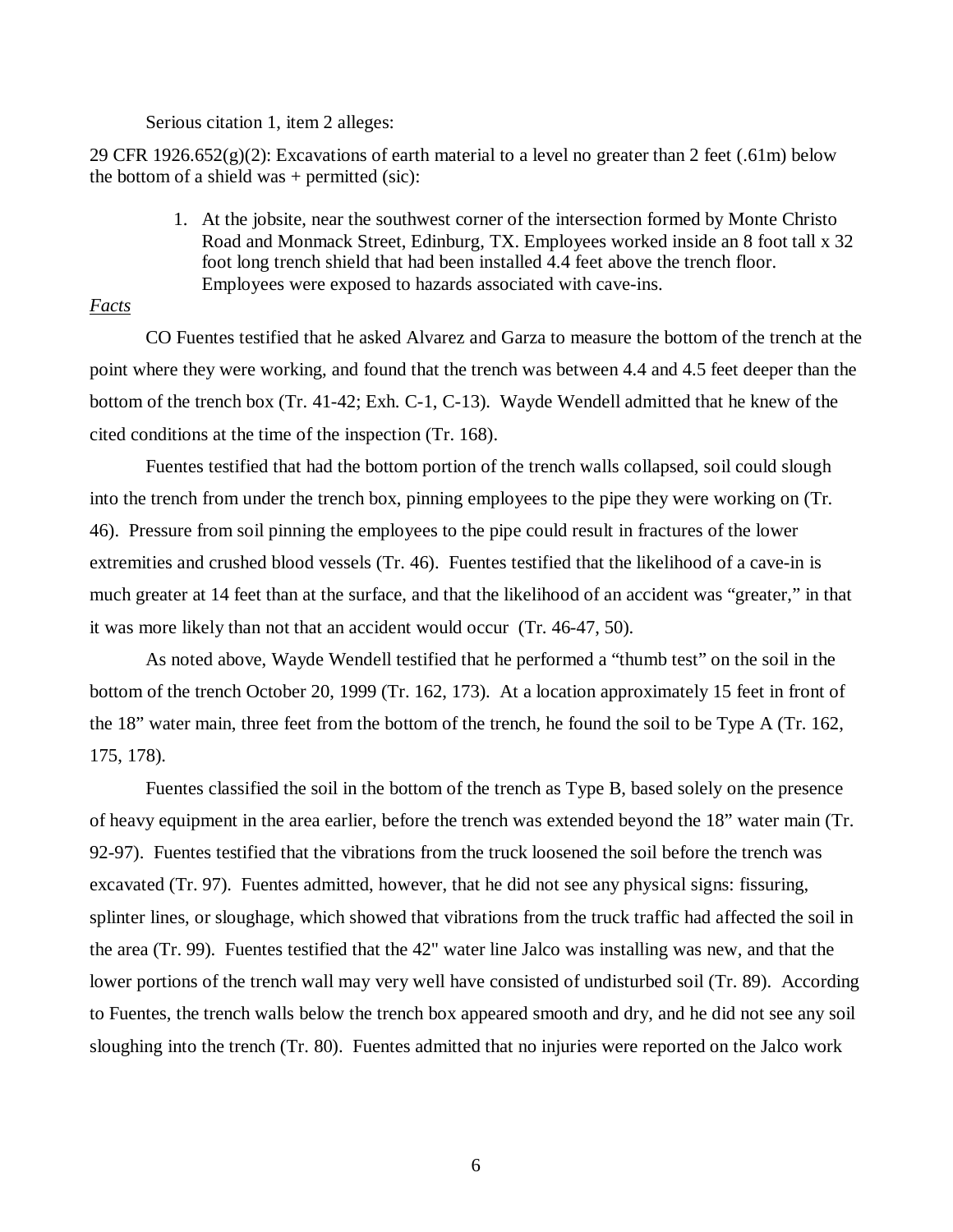Serious citation 1, item 2 alleges:

29 CFR 1926.652(g)(2): Excavations of earth material to a level no greater than 2 feet (.61m) below the bottom of a shield was + permitted (sic):

1. At the jobsite, near the southwest corner of the intersection formed by Monte Christo Road and Monmack Street, Edinburg, TX. Employees worked inside an 8 foot tall x 32 foot long trench shield that had been installed 4.4 feet above the trench floor. Employees were exposed to hazards associated with cave-ins.

*Facts*

CO Fuentes testified that he asked Alvarez and Garza to measure the bottom of the trench at the point where they were working, and found that the trench was between 4.4 and 4.5 feet deeper than the bottom of the trench box (Tr. 41-42; Exh. C-1, C-13). Wayde Wendell admitted that he knew of the cited conditions at the time of the inspection (Tr. 168).

Fuentes testified that had the bottom portion of the trench walls collapsed, soil could slough into the trench from under the trench box, pinning employees to the pipe they were working on (Tr. 46). Pressure from soil pinning the employees to the pipe could result in fractures of the lower extremities and crushed blood vessels (Tr. 46). Fuentes testified that the likelihood of a cave-in is much greater at 14 feet than at the surface, and that the likelihood of an accident was "greater," in that it was more likely than not that an accident would occur (Tr. 46-47, 50).

As noted above, Wayde Wendell testified that he performed a "thumb test" on the soil in the bottom of the trench October 20, 1999 (Tr. 162, 173). At a location approximately 15 feet in front of the 18" water main, three feet from the bottom of the trench, he found the soil to be Type A (Tr. 162, 175, 178).

Fuentes classified the soil in the bottom of the trench as Type B, based solely on the presence of heavy equipment in the area earlier, before the trench was extended beyond the 18" water main (Tr. 92-97). Fuentes testified that the vibrations from the truck loosened the soil before the trench was excavated (Tr. 97). Fuentes admitted, however, that he did not see any physical signs: fissuring, splinter lines, or sloughage, which showed that vibrations from the truck traffic had affected the soil in the area (Tr. 99). Fuentes testified that the 42" water line Jalco was installing was new, and that the lower portions of the trench wall may very well have consisted of undisturbed soil (Tr. 89). According to Fuentes, the trench walls below the trench box appeared smooth and dry, and he did not see any soil sloughing into the trench (Tr. 80). Fuentes admitted that no injuries were reported on the Jalco work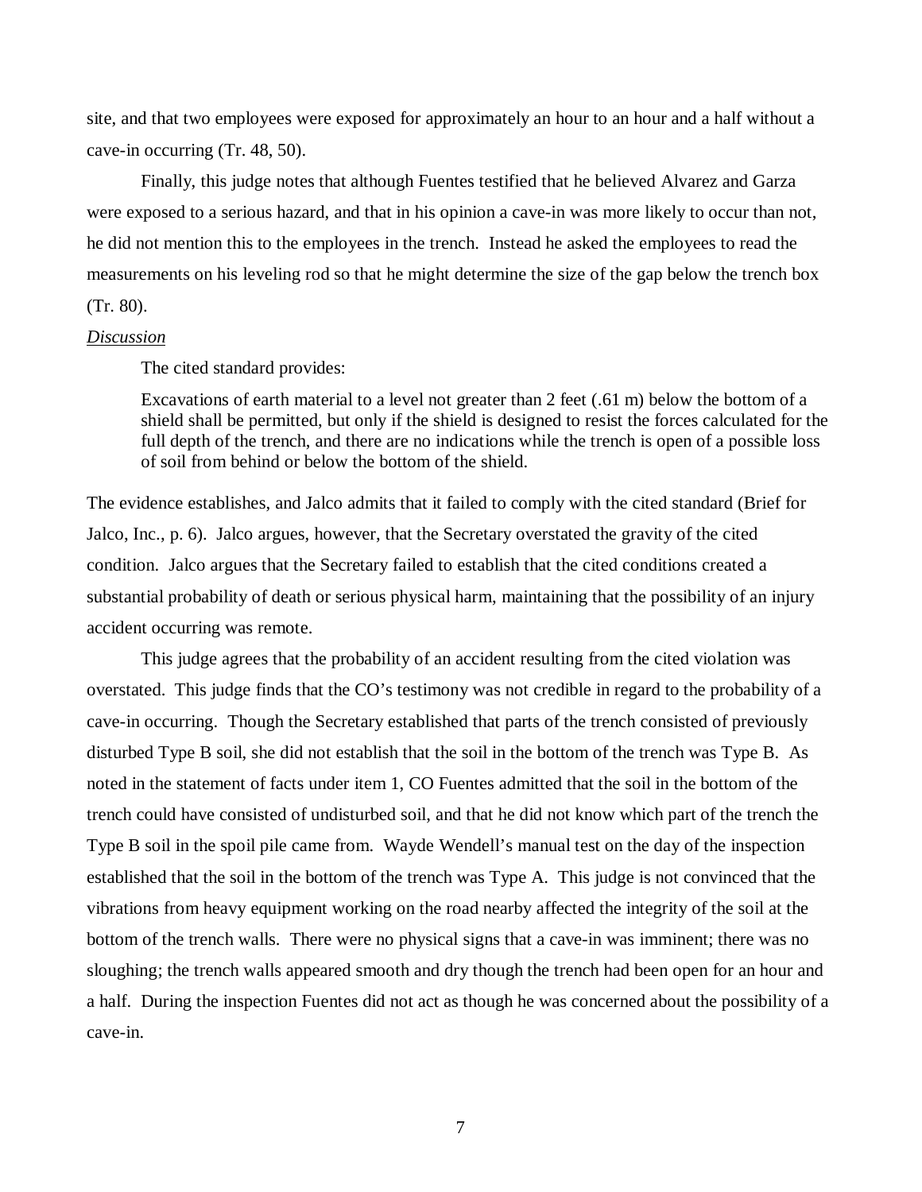site, and that two employees were exposed for approximately an hour to an hour and a half without a cave-in occurring (Tr. 48, 50).

Finally, this judge notes that although Fuentes testified that he believed Alvarez and Garza were exposed to a serious hazard, and that in his opinion a cave-in was more likely to occur than not, he did not mention this to the employees in the trench. Instead he asked the employees to read the measurements on his leveling rod so that he might determine the size of the gap below the trench box (Tr. 80).

*Discussion*

The cited standard provides:

> Excavations of earth material to a level not greater than 2 feet (.61 m) below the bottom of a shield shall be permitted, but only if the shield is designed to resist the forces calculated for the full depth of the trench, and there are no indications while the trench is open of a possible loss of soil from behind or below the bottom of the shield.

The evidence establishes, and Jalco admits that it failed to comply with the cited standard (Brief for Jalco, Inc., p. 6). Jalco argues, however, that the Secretary overstated the gravity of the cited condition. Jalco argues that the Secretary failed to establish that the cited conditions created a substantial probability of death or serious physical harm, maintaining that the possibility of an injury accident occurring was remote.

This judge agrees that the probability of an accident resulting from the cited violation was overstated. This judge finds that the CO's testimony was not credible in regard to the probability of a cave-in occurring. Though the Secretary established that parts of the trench consisted of previously disturbed Type B soil, she did not establish that the soil in the bottom of the trench was Type B. As noted in the statement of facts under item 1, CO Fuentes admitted that the soil in the bottom of the trench could have consisted of undisturbed soil, and that he did not know which part of the trench the Type B soil in the spoil pile came from. Wayde Wendell's manual test on the day of the inspection established that the soil in the bottom of the trench was Type A. This judge is not convinced that the vibrations from heavy equipment working on the road nearby affected the integrity of the soil at the bottom of the trench walls. There were no physical signs that a cave-in was imminent; there was no sloughing; the trench walls appeared smooth and dry though the trench had been open for an hour and a half. During the inspection Fuentes did not act as though he was concerned about the possibility of a cave-in.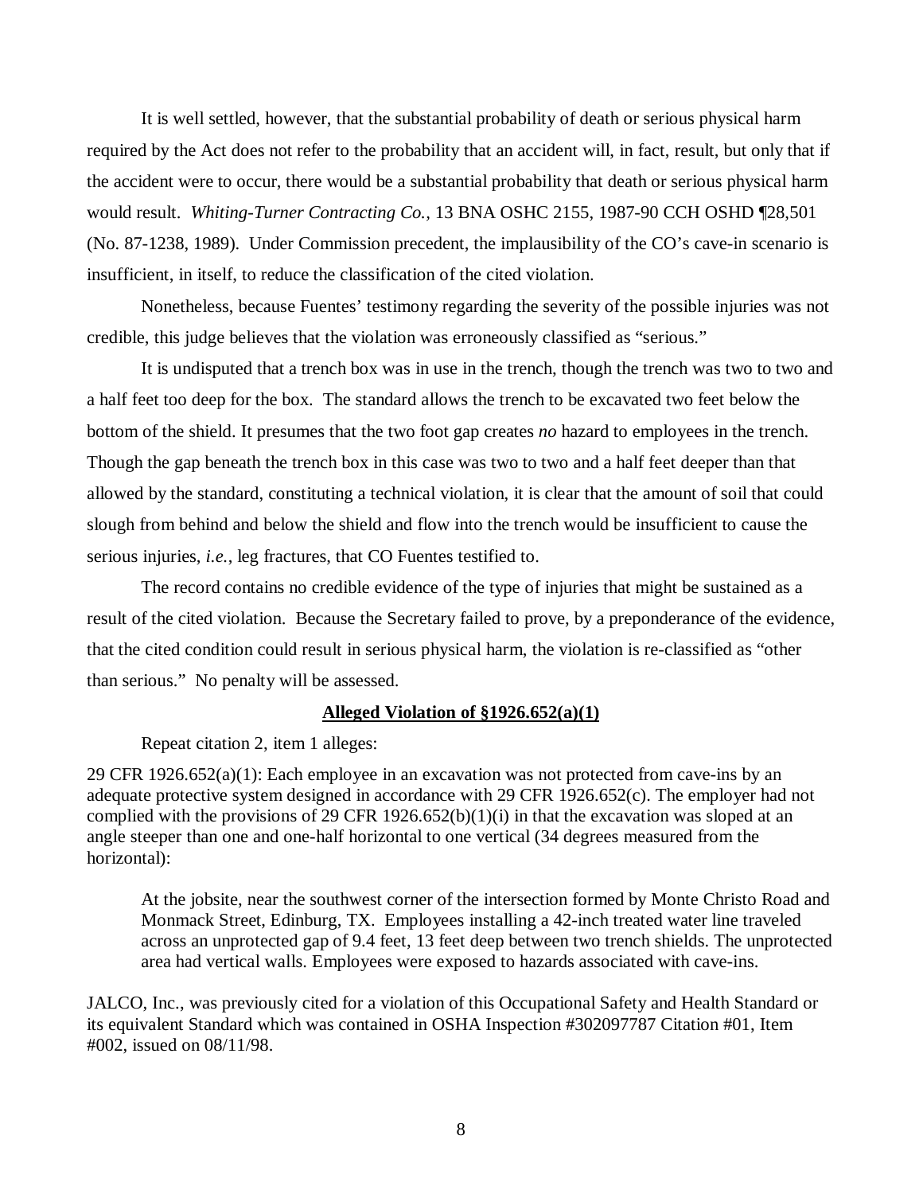It is well settled, however, that the substantial probability of death or serious physical harm required by the Act does not refer to the probability that an accident will, in fact, result, but only that if the accident were to occur, there would be a substantial probability that death or serious physical harm would result. *Whiting-Turner Contracting Co.*, 13 BNA OSHC 2155, 1987-90 CCH OSHD ¶28,501 (No. 87-1238, 1989). Under Commission precedent, the implausibility of the CO's cave-in scenario is insufficient, in itself, to reduce the classification of the cited violation.

Nonetheless, because Fuentes' testimony regarding the severity of the possible injuries was not credible, this judge believes that the violation was erroneously classified as "serious."

It is undisputed that a trench box was in use in the trench, though the trench was two to two and a half feet too deep for the box. The standard allows the trench to be excavated two feet below the bottom of the shield. It presumes that the two foot gap creates *no* hazard to employees in the trench. Though the gap beneath the trench box in this case was two to two and a half feet deeper than that allowed by the standard, constituting a technical violation, it is clear that the amount of soil that could slough from behind and below the shield and flow into the trench would be insufficient to cause the serious injuries, *i.e.*, leg fractures, that CO Fuentes testified to.

The record contains no credible evidence of the type of injuries that might be sustained as a result of the cited violation. Because the Secretary failed to prove, by a preponderance of the evidence, that the cited condition could result in serious physical harm, the violation is re-classified as "other than serious." No penalty will be assessed.

**Alleged Violation of §1926.652(a)(1)**

Repeat citation 2, item 1 alleges:

29 CFR 1926.652(a)(1): Each employee in an excavation was not protected from cave-ins by an adequate protective system designed in accordance with 29 CFR 1926.652(c). The employer had not complied with the provisions of 29 CFR 1926.652(b)(1)(i) in that the excavation was sloped at an angle steeper than one and one-half horizontal to one vertical (34 degrees measured from the horizontal):

> At the jobsite, near the southwest corner of the intersection formed by Monte Christo Road and Monmack Street, Edinburg, TX. Employees installing a 42-inch treated water line traveled across an unprotected gap of 9.4 feet, 13 feet deep between two trench shields. The unprotected area had vertical walls. Employees were exposed to hazards associated with cave-ins.

JALCO, Inc., was previously cited for a violation of this Occupational Safety and Health Standard or its equivalent Standard which was contained in OSHA Inspection #302097787 Citation #01, Item #002, issued on 08/11/98.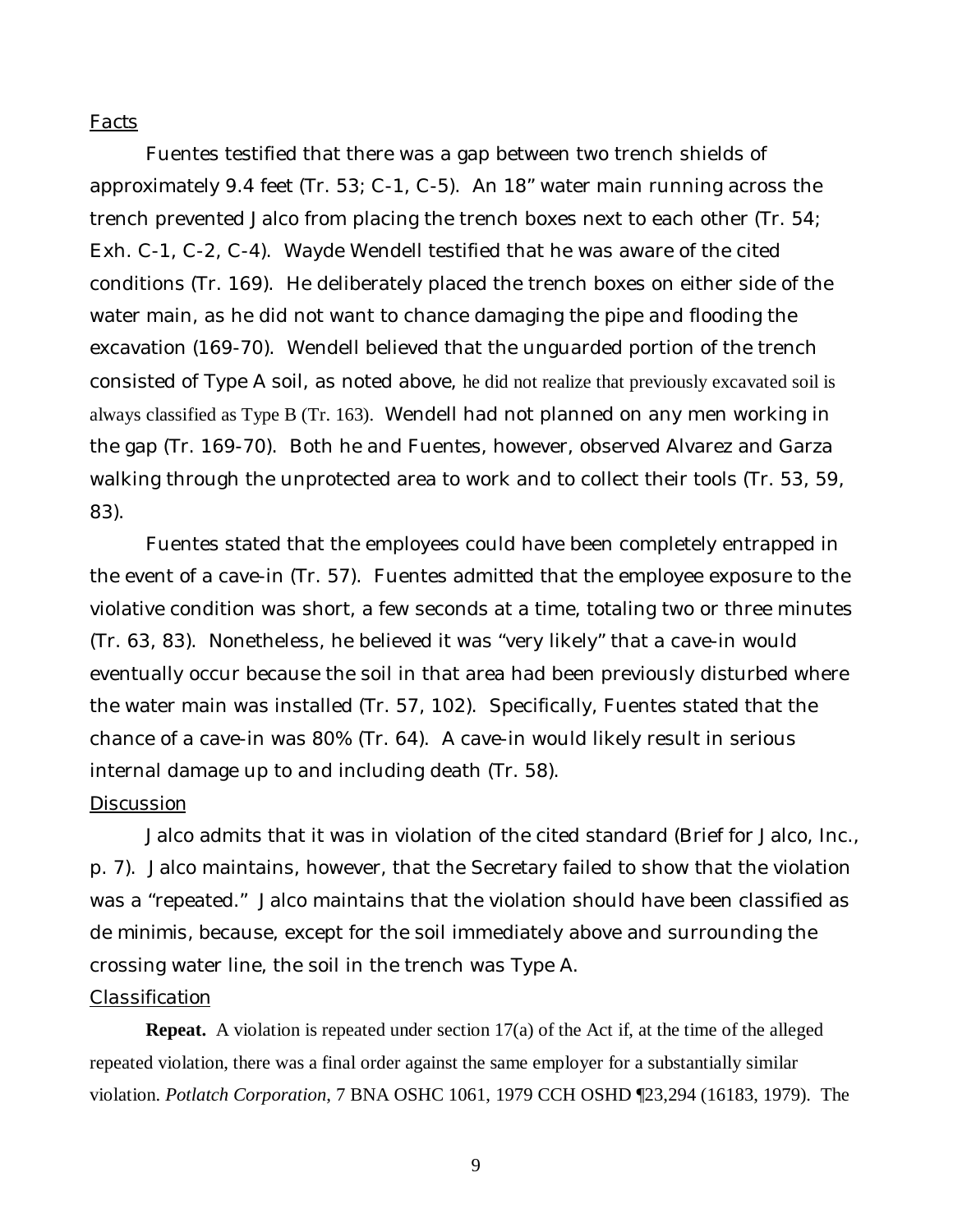Facts

Fuentes testified that there was a gap between two trench shields of approximately 9.4 feet (Tr. 53; C-1, C-5). An 18" water main running across the trench prevented Jalco from placing the trench boxes next to each other (Tr. 54; Exh. C-1, C-2, C-4). Wayde Wendell testified that he was aware of the cited conditions (Tr. 169). He deliberately placed the trench boxes on either side of the water main, as he did not want to chance damaging the pipe and flooding the excavation (169-70). Wendell believed that the unguarded portion of the trench consisted of Type A soil, as noted above, he did not realize that previously excavated soil is always classified as Type B (Tr. 163). Wendell had not planned on any men working in the gap (Tr. 169-70). Both he and Fuentes, however, observed Alvarez and Garza walking through the unprotected area to work and to collect their tools (Tr. 53, 59, 83).

Fuentes stated that the employees could have been completely entrapped in the event of a cave-in (Tr. 57). Fuentes admitted that the employee exposure to the violative condition was short, a few seconds at a time, totaling two or three minutes (Tr. 63, 83). Nonetheless, he believed it was "very likely" that a cave-in would eventually occur because the soil in that area had been previously disturbed where the water main was installed (Tr. 57, 102). Specifically, Fuentes stated that the chance of a cave-in was 80% (Tr. 64). A cave-in would likely result in serious internal damage up to and including death (Tr. 58).

Discussion

Jalco admits that it was in violation of the cited standard (Brief for Jalco, Inc., p. 7). Jalco maintains, however, that the Secretary failed to show that the violation was a "repeated." Jalco maintains that the violation should have been classified as de minimis, because, except for the soil immediately above and surrounding the crossing water line, the soil in the trench was Type A.

Classification

**Repeat.** A violation is repeated under section 17(a) of the Act if, at the time of the alleged repeated violation, there was a final order against the same employer for a substantially similar violation. *Potlatch Corporation*, 7 BNA OSHC 1061, 1979 CCH OSHD ¶23,294 (16183, 1979). The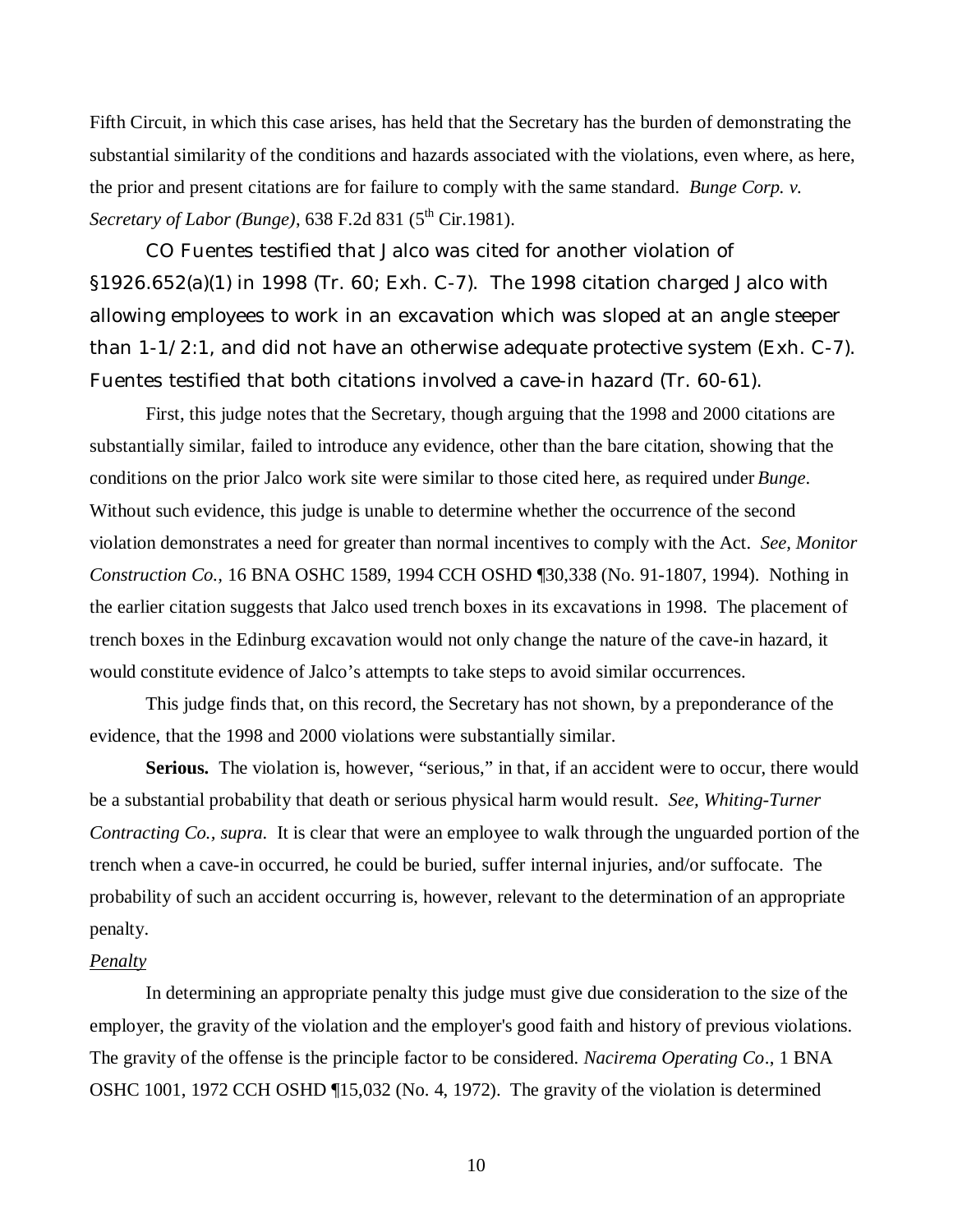Fifth Circuit, in which this case arises, has held that the Secretary has the burden of demonstrating the substantial similarity of the conditions and hazards associated with the violations, even where, as here, the prior and present citations are for failure to comply with the same standard. *Bunge Corp. v. Secretary of Labor (Bunge)*, 638 F.2d 831 (5th Cir.1981).

CO Fuentes testified that Jalco was cited for another violation of §1926.652(a)(1) in 1998 (Tr. 60; Exh. C-7). The 1998 citation charged Jalco with allowing employees to work in an excavation which was sloped at an angle steeper than 1-1/2:1, and did not have an otherwise adequate protective system (Exh. C-7). Fuentes testified that both citations involved a cave-in hazard (Tr. 60-61).

First, this judge notes that the Secretary, though arguing that the 1998 and 2000 citations are substantially similar, failed to introduce any evidence, other than the bare citation, showing that the conditions on the prior Jalco work site were similar to those cited here, as required under *Bunge*. Without such evidence, this judge is unable to determine whether the occurrence of the second violation demonstrates a need for greater than normal incentives to comply with the Act. *See, Monitor Construction Co.*, 16 BNA OSHC 1589, 1994 CCH OSHD ¶30,338 (No. 91-1807, 1994). Nothing in the earlier citation suggests that Jalco used trench boxes in its excavations in 1998. The placement of trench boxes in the Edinburg excavation would not only change the nature of the cave-in hazard, it would constitute evidence of Jalco's attempts to take steps to avoid similar occurrences.

This judge finds that, on this record, the Secretary has not shown, by a preponderance of the evidence, that the 1998 and 2000 violations were substantially similar.

**Serious.** The violation is, however, "serious," in that, if an accident were to occur, there would be a substantial probability that death or serious physical harm would result. *See, Whiting-Turner Contracting Co., supra.* It is clear that were an employee to walk through the unguarded portion of the trench when a cave-in occurred, he could be buried, suffer internal injuries, and/or suffocate. The probability of such an accident occurring is, however, relevant to the determination of an appropriate penalty.

*Penalty*

In determining an appropriate penalty this judge must give due consideration to the size of the employer, the gravity of the violation and the employer's good faith and history of previous violations. The gravity of the offense is the principle factor to be considered. *Nacirema Operating Co*., 1 BNA OSHC 1001, 1972 CCH OSHD ¶15,032 (No. 4, 1972). The gravity of the violation is determined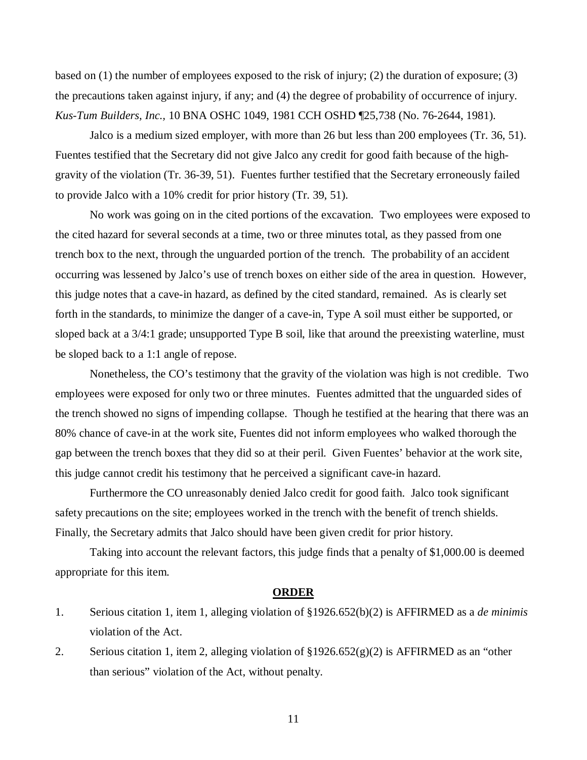based on (1) the number of employees exposed to the risk of injury; (2) the duration of exposure; (3) the precautions taken against injury, if any; and (4) the degree of probability of occurrence of injury. *Kus-Tum Builders, Inc.*, 10 BNA OSHC 1049, 1981 CCH OSHD ¶25,738 (No. 76-2644, 1981).

Jalco is a medium sized employer, with more than 26 but less than 200 employees (Tr. 36, 51). Fuentes testified that the Secretary did not give Jalco any credit for good faith because of the high-gravity of the violation (Tr. 36-39, 51). Fuentes further testified that the Secretary erroneously failed to provide Jalco with a 10% credit for prior history (Tr. 39, 51).

No work was going on in the cited portions of the excavation. Two employees were exposed to the cited hazard for several seconds at a time, two or three minutes total, as they passed from one trench box to the next, through the unguarded portion of the trench. The probability of an accident occurring was lessened by Jalco's use of trench boxes on either side of the area in question. However, this judge notes that a cave-in hazard, as defined by the cited standard, remained. As is clearly set forth in the standards, to minimize the danger of a cave-in, Type A soil must either be supported, or sloped back at a 3/4:1 grade; unsupported Type B soil, like that around the preexisting waterline, must be sloped back to a 1:1 angle of repose.

Nonetheless, the CO's testimony that the gravity of the violation was high is not credible. Two employees were exposed for only two or three minutes. Fuentes admitted that the unguarded sides of the trench showed no signs of impending collapse. Though he testified at the hearing that there was an 80% chance of cave-in at the work site, Fuentes did not inform employees who walked thorough the gap between the trench boxes that they did so at their peril. Given Fuentes' behavior at the work site, this judge cannot credit his testimony that he perceived a significant cave-in hazard.

Furthermore the CO unreasonably denied Jalco credit for good faith. Jalco took significant safety precautions on the site; employees worked in the trench with the benefit of trench shields. Finally, the Secretary admits that Jalco should have been given credit for prior history.

Taking into account the relevant factors, this judge finds that a penalty of $1,000.00 is deemed appropriate for this item.

## ORDER

1. Serious citation 1, item 1, alleging violation of §1926.652(b)(2) is AFFIRMED as a *de minimis* violation of the Act.
2. Serious citation 1, item 2, alleging violation of §1926.652(g)(2) is AFFIRMED as an "other than serious" violation of the Act, without penalty.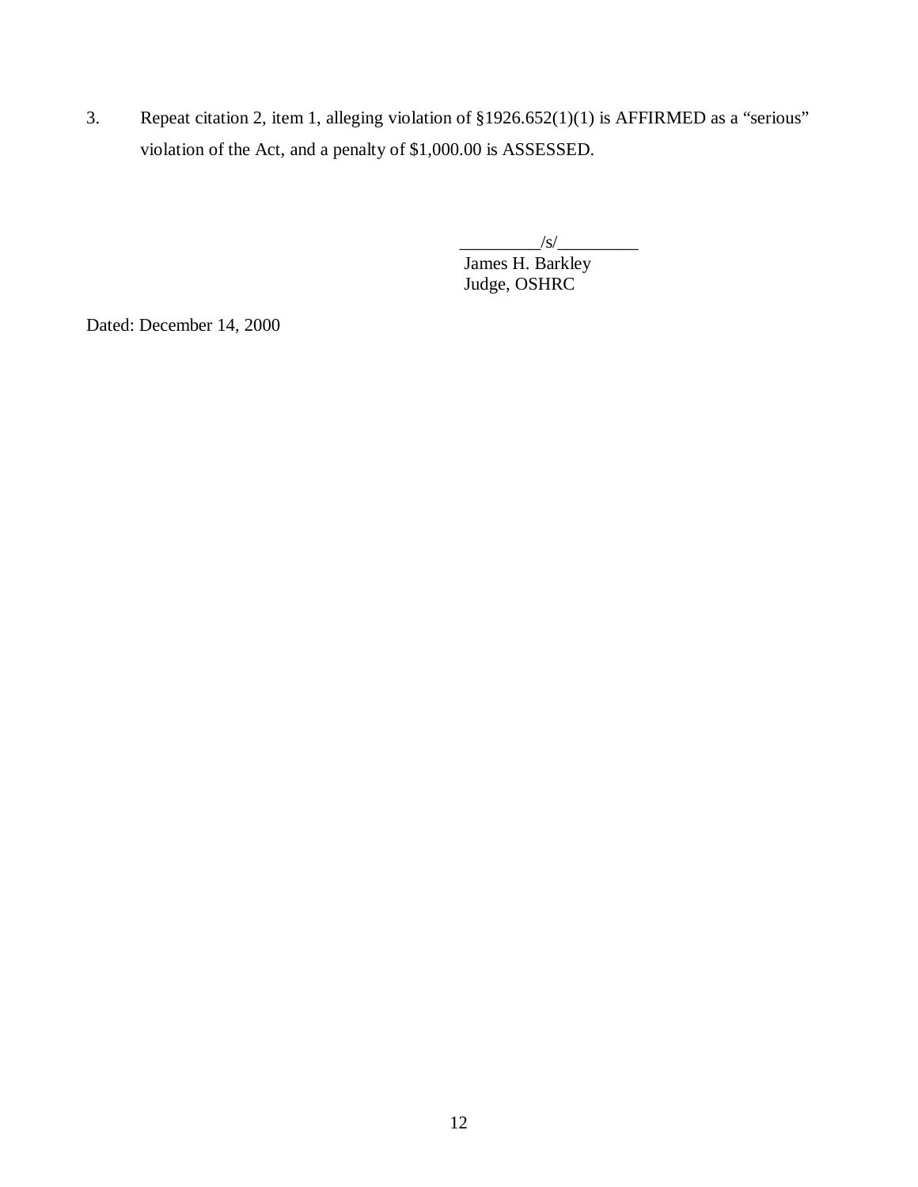3. Repeat citation 2, item 1, alleging violation of §1926.652(1)(1) is AFFIRMED as a "serious" violation of the Act, and a penalty of $1,000.00 is ASSESSED.

_________/s/_________
James H. Barkley
Judge, OSHRC

Dated: December 14, 2000